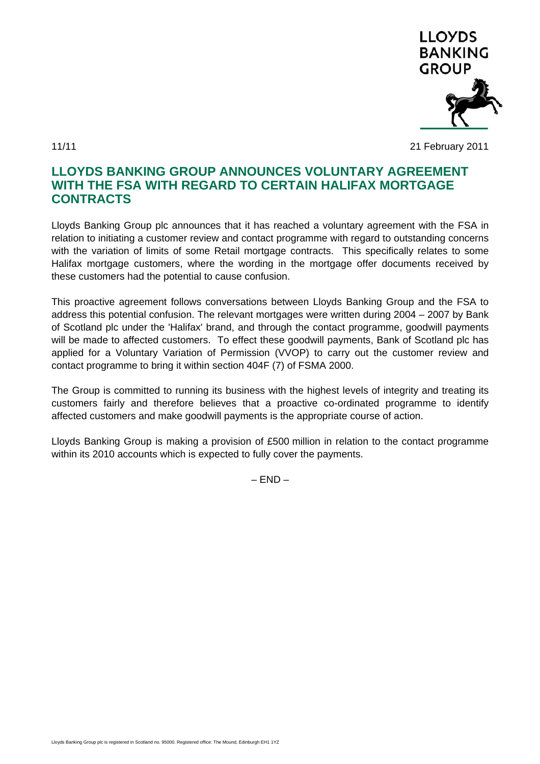LLOYDS BANKING GROUP

11/11

21 February 2011

# LLOYDS BANKING GROUP ANNOUNCES VOLUNTARY AGREEMENT WITH THE FSA WITH REGARD TO CERTAIN HALIFAX MORTGAGE CONTRACTS

Lloyds Banking Group plc announces that it has reached a voluntary agreement with the FSA in relation to initiating a customer review and contact programme with regard to outstanding concerns with the variation of limits of some Retail mortgage contracts. This specifically relates to some Halifax mortgage customers, where the wording in the mortgage offer documents received by these customers had the potential to cause confusion.

This proactive agreement follows conversations between Lloyds Banking Group and the FSA to address this potential confusion. The relevant mortgages were written during 2004 – 2007 by Bank of Scotland plc under the 'Halifax' brand, and through the contact programme, goodwill payments will be made to affected customers. To effect these goodwill payments, Bank of Scotland plc has applied for a Voluntary Variation of Permission (VVOP) to carry out the customer review and contact programme to bring it within section 404F (7) of FSMA 2000.

The Group is committed to running its business with the highest levels of integrity and treating its customers fairly and therefore believes that a proactive co-ordinated programme to identify affected customers and make goodwill payments is the appropriate course of action.

Lloyds Banking Group is making a provision of £500 million in relation to the contact programme within its 2010 accounts which is expected to fully cover the payments.

– END –

Lloyds Banking Group plc is registered in Scotland no. 95000. Registered office: The Mound, Edinburgh EH1 1YZ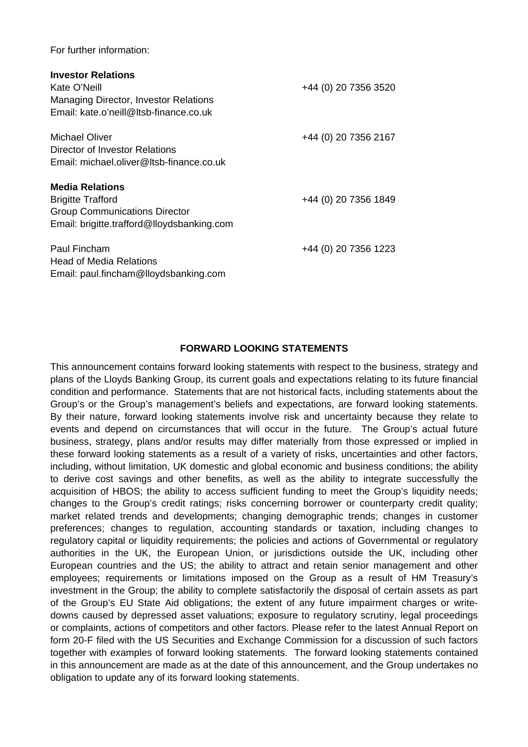For further information:

**Investor Relations**

Kate O'Neill +44 (0) 20 7356 3520
Managing Director, Investor Relations
Email: kate.o'neill@ltsb-finance.co.uk

Michael Oliver +44 (0) 20 7356 2167
Director of Investor Relations
Email: michael.oliver@ltsb-finance.co.uk

**Media Relations**

Brigitte Trafford +44 (0) 20 7356 1849
Group Communications Director
Email: brigitte.trafford@lloydsbanking.com

Paul Fincham +44 (0) 20 7356 1223
Head of Media Relations
Email: paul.fincham@lloydsbanking.com

**FORWARD LOOKING STATEMENTS**

This announcement contains forward looking statements with respect to the business, strategy and plans of the Lloyds Banking Group, its current goals and expectations relating to its future financial condition and performance. Statements that are not historical facts, including statements about the Group's or the Group's management's beliefs and expectations, are forward looking statements. By their nature, forward looking statements involve risk and uncertainty because they relate to events and depend on circumstances that will occur in the future. The Group's actual future business, strategy, plans and/or results may differ materially from those expressed or implied in these forward looking statements as a result of a variety of risks, uncertainties and other factors, including, without limitation, UK domestic and global economic and business conditions; the ability to derive cost savings and other benefits, as well as the ability to integrate successfully the acquisition of HBOS; the ability to access sufficient funding to meet the Group's liquidity needs; changes to the Group's credit ratings; risks concerning borrower or counterparty credit quality; market related trends and developments; changing demographic trends; changes in customer preferences; changes to regulation, accounting standards or taxation, including changes to regulatory capital or liquidity requirements; the policies and actions of Governmental or regulatory authorities in the UK, the European Union, or jurisdictions outside the UK, including other European countries and the US; the ability to attract and retain senior management and other employees; requirements or limitations imposed on the Group as a result of HM Treasury's investment in the Group; the ability to complete satisfactorily the disposal of certain assets as part of the Group's EU State Aid obligations; the extent of any future impairment charges or write-downs caused by depressed asset valuations; exposure to regulatory scrutiny, legal proceedings or complaints, actions of competitors and other factors. Please refer to the latest Annual Report on form 20-F filed with the US Securities and Exchange Commission for a discussion of such factors together with examples of forward looking statements. The forward looking statements contained in this announcement are made as at the date of this announcement, and the Group undertakes no obligation to update any of its forward looking statements.